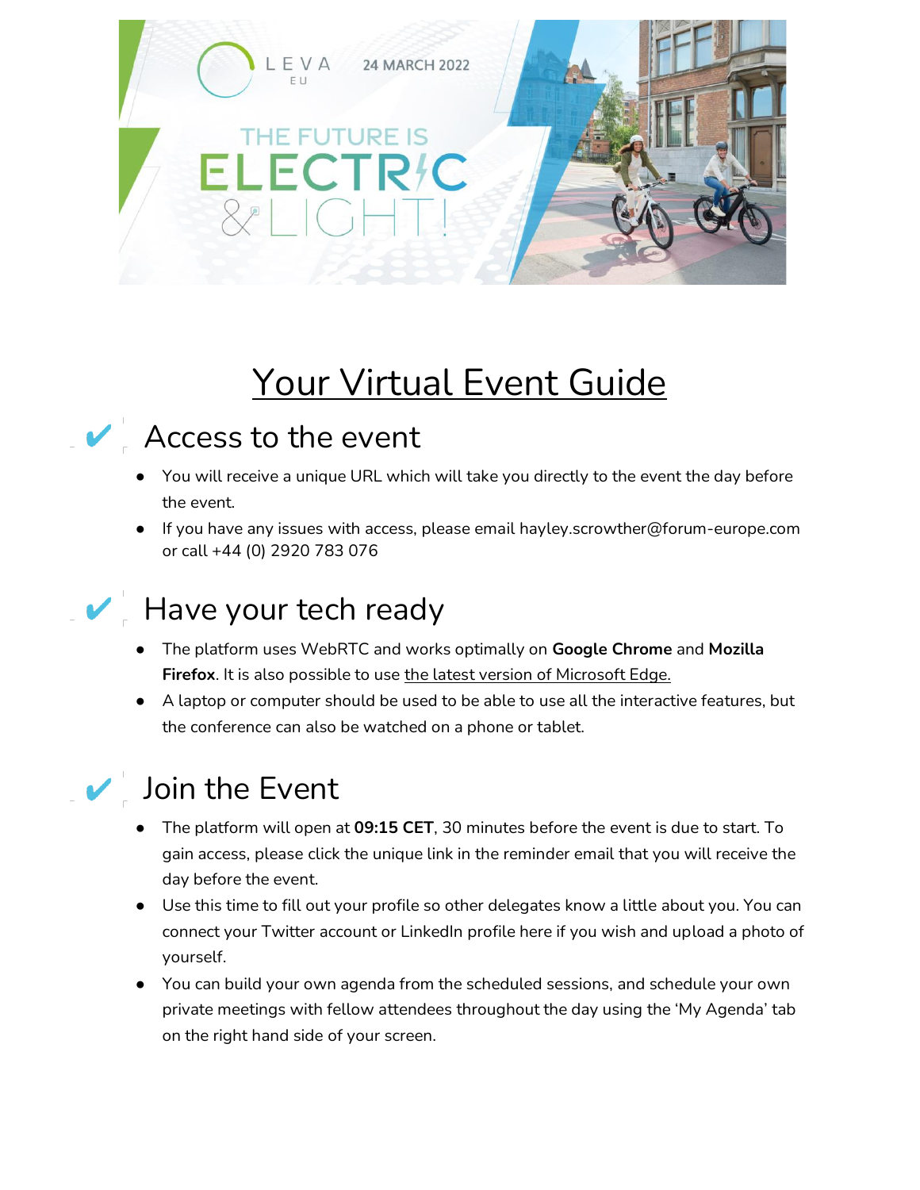# Your Virtual Event Guide

## ✔ Access to the event

- You will receive a unique URL which will take you directly to the event the day before the event.
- If you have any issues with access, please email hayley.scrowther@forum-europe.com or call +44 (0) 2920 783 076

## ✔ Have your tech ready

- The platform uses WebRTC and works optimally on **Google Chrome** and **Mozilla Firefox**. It is also possible to use the latest version of Microsoft Edge.
- A laptop or computer should be used to be able to use all the interactive features, but the conference can also be watched on a phone or tablet.

## ✔ Join the Event

- The platform will open at **09:15 CET**, 30 minutes before the event is due to start. To gain access, please click the unique link in the reminder email that you will receive the day before the event.
- Use this time to fill out your profile so other delegates know a little about you. You can connect your Twitter account or LinkedIn profile here if you wish and upload a photo of yourself.
- You can build your own agenda from the scheduled sessions, and schedule your own private meetings with fellow attendees throughout the day using the 'My Agenda' tab on the right hand side of your screen.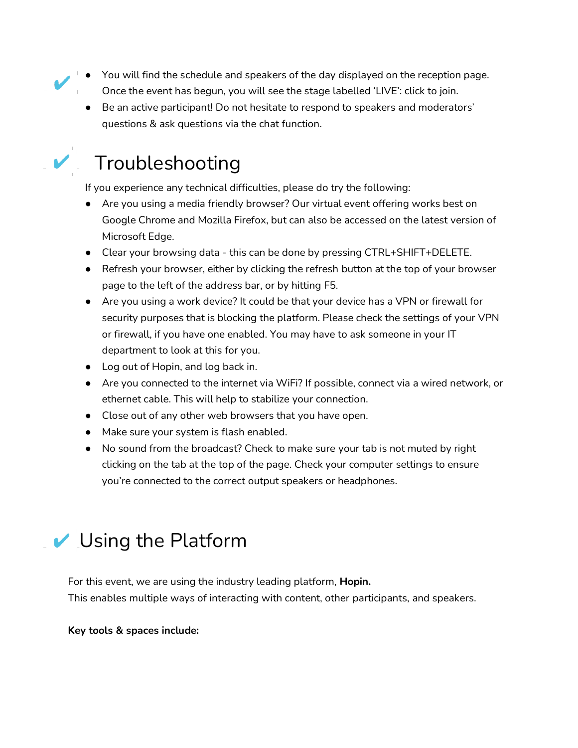- You will find the schedule and speakers of the day displayed on the reception page. Once the event has begun, you will see the stage labelled 'LIVE': click to join.
- Be an active participant! Do not hesitate to respond to speakers and moderators' questions & ask questions via the chat function.

## ✔ Troubleshooting

If you experience any technical difficulties, please do try the following:

- Are you using a media friendly browser? Our virtual event offering works best on Google Chrome and Mozilla Firefox, but can also be accessed on the latest version of Microsoft Edge.
- Clear your browsing data - this can be done by pressing CTRL+SHIFT+DELETE.
- Refresh your browser, either by clicking the refresh button at the top of your browser page to the left of the address bar, or by hitting F5.
- Are you using a work device? It could be that your device has a VPN or firewall for security purposes that is blocking the platform. Please check the settings of your VPN or firewall, if you have one enabled. You may have to ask someone in your IT department to look at this for you.
- Log out of Hopin, and log back in.
- Are you connected to the internet via WiFi? If possible, connect via a wired network, or ethernet cable. This will help to stabilize your connection.
- Close out of any other web browsers that you have open.
- Make sure your system is flash enabled.
- No sound from the broadcast? Check to make sure your tab is not muted by right clicking on the tab at the top of the page. Check your computer settings to ensure you're connected to the correct output speakers or headphones.

## ✔ Using the Platform

For this event, we are using the industry leading platform, **Hopin.**
This enables multiple ways of interacting with content, other participants, and speakers.

**Key tools & spaces include:**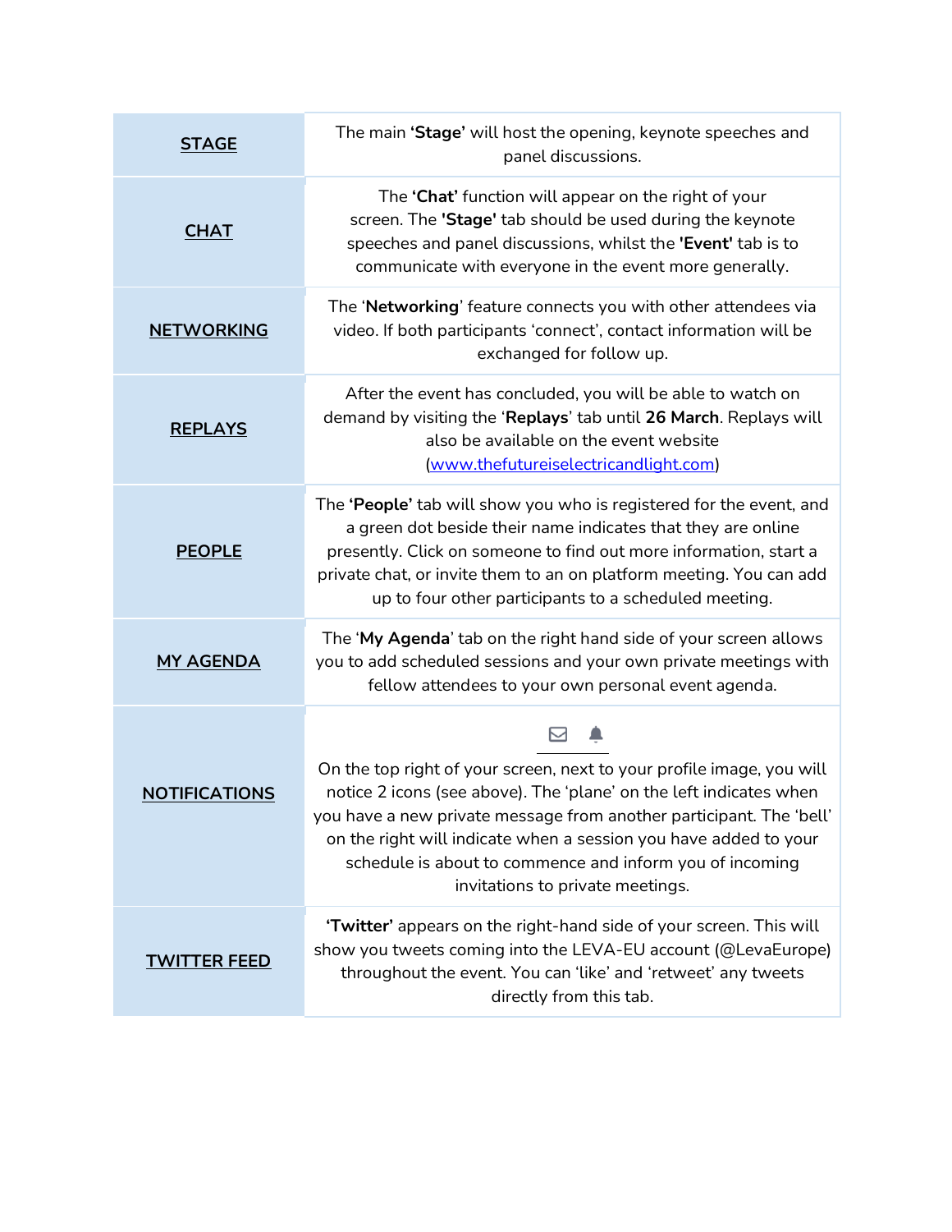| | |
|---|---|
| **STAGE** | The main **'Stage'** will host the opening, keynote speeches and panel discussions. |
| **CHAT** | The **'Chat'** function will appear on the right of your screen. The **'Stage'** tab should be used during the keynote speeches and panel discussions, whilst the **'Event'** tab is to communicate with everyone in the event more generally. |
| **NETWORKING** | The '**Networking**' feature connects you with other attendees via video. If both participants 'connect', contact information will be exchanged for follow up. |
| **REPLAYS** | After the event has concluded, you will be able to watch on demand by visiting the '**Replays**' tab until **26 March**. Replays will also be available on the event website ([www.thefutureiselectricandlight.com](http://www.thefutureiselectricandlight.com)) |
| **PEOPLE** | The **'People'** tab will show you who is registered for the event, and a green dot beside their name indicates that they are online presently. Click on someone to find out more information, start a private chat, or invite them to an on platform meeting. You can add up to four other participants to a scheduled meeting. |
| **MY AGENDA** | The '**My Agenda**' tab on the right hand side of your screen allows you to add scheduled sessions and your own private meetings with fellow attendees to your own personal event agenda. |
| **NOTIFICATIONS** | On the top right of your screen, next to your profile image, you will notice 2 icons (see above). The 'plane' on the left indicates when you have a new private message from another participant. The 'bell' on the right will indicate when a session you have added to your schedule is about to commence and inform you of incoming invitations to private meetings. |
| **TWITTER FEED** | **'Twitter'** appears on the right-hand side of your screen. This will show you tweets coming into the LEVA-EU account (@LevaEurope) throughout the event. You can 'like' and 'retweet' any tweets directly from this tab. |